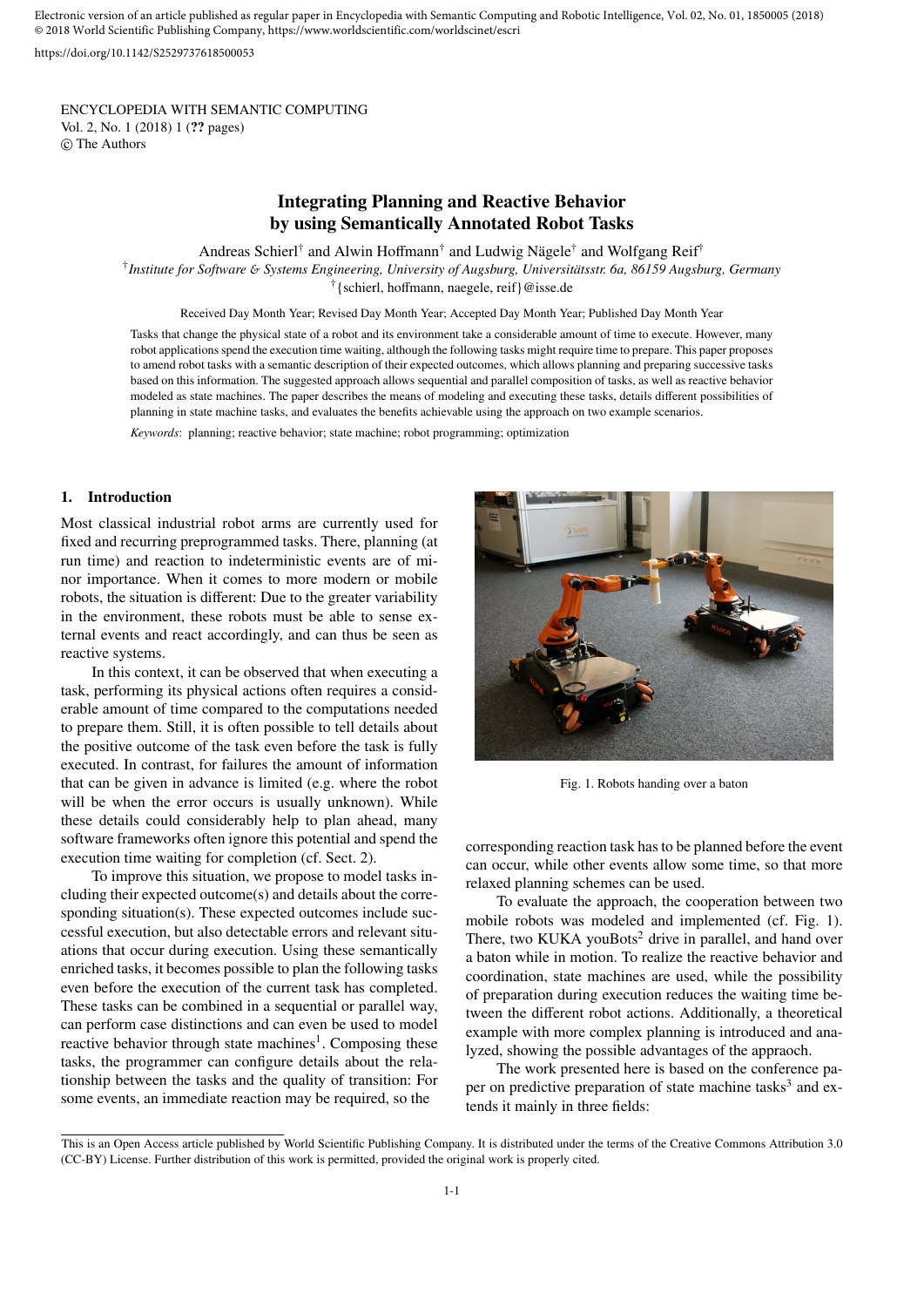Electronic version of an article published as regular paper in Encyclopedia with Semantic Computing and Robotic Intelligence, Vol. 02, No. 01, 1850005 (2018) © 2018 World Scientific Publishing Company, https://www.worldscientific.com/worldscinet/escri

https://doi.org/10.1142/S2529737618500053

ENCYCLOPEDIA WITH SEMANTIC COMPUTING
Vol. 2, No. 1 (2018) 1 (**??** pages)
© The Authors

# Integrating Planning and Reactive Behavior by using Semantically Annotated Robot Tasks

Andreas Schierl[†] and Alwin Hoffmann[†] and Ludwig Nägele[†] and Wolfgang Reif[†]

[†]*Institute for Software & Systems Engineering, University of Augsburg, Universitätsstr. 6a, 86159 Augsburg, Germany*
[†]{schierl, hoffmann, naegele, reif}@isse.de

Received Day Month Year; Revised Day Month Year; Accepted Day Month Year; Published Day Month Year

Tasks that change the physical state of a robot and its environment take a considerable amount of time to execute. However, many robot applications spend the execution time waiting, although the following tasks might require time to prepare. This paper proposes to amend robot tasks with a semantic description of their expected outcomes, which allows planning and preparing successive tasks based on this information. The suggested approach allows sequential and parallel composition of tasks, as well as reactive behavior modeled as state machines. The paper describes the means of modeling and executing these tasks, details different possibilities of planning in state machine tasks, and evaluates the benefits achievable using the approach on two example scenarios.

*Keywords*: planning; reactive behavior; state machine; robot programming; optimization

## 1. Introduction

Most classical industrial robot arms are currently used for fixed and recurring preprogrammed tasks. There, planning (at run time) and reaction to indeterministic events are of minor importance. When it comes to more modern or mobile robots, the situation is different: Due to the greater variability in the environment, these robots must be able to sense external events and react accordingly, and can thus be seen as reactive systems.

In this context, it can be observed that when executing a task, performing its physical actions often requires a considerable amount of time compared to the computations needed to prepare them. Still, it is often possible to tell details about the positive outcome of the task even before the task is fully executed. In contrast, for failures the amount of information that can be given in advance is limited (e.g. where the robot will be when the error occurs is usually unknown). While these details could considerably help to plan ahead, many software frameworks often ignore this potential and spend the execution time waiting for completion (cf. Sect. 2).

To improve this situation, we propose to model tasks including their expected outcome(s) and details about the corresponding situation(s). These expected outcomes include successful execution, but also detectable errors and relevant situations that occur during execution. Using these semantically enriched tasks, it becomes possible to plan the following tasks even before the execution of the current task has completed. These tasks can be combined in a sequential or parallel way, can perform case distinctions and can even be used to model reactive behavior through state machines[1]. Composing these tasks, the programmer can configure details about the relationship between the tasks and the quality of transition: For some events, an immediate reaction may be required, so the corresponding reaction task has to be planned before the event can occur, while other events allow some time, so that more relaxed planning schemes can be used.

Fig. 1. Robots handing over a baton

To evaluate the approach, the cooperation between two mobile robots was modeled and implemented (cf. Fig. 1). There, two KUKA youBots[2] drive in parallel, and hand over a baton while in motion. To realize the reactive behavior and coordination, state machines are used, while the possibility of preparation during execution reduces the waiting time between the different robot actions. Additionally, a theoretical example with more complex planning is introduced and analyzed, showing the possible advantages of the approach.

The work presented here is based on the conference paper on predictive preparation of state machine tasks[3] and extends it mainly in three fields:

This is an Open Access article published by World Scientific Publishing Company. It is distributed under the terms of the Creative Commons Attribution 3.0 (CC-BY) License. Further distribution of this work is permitted, provided the original work is properly cited.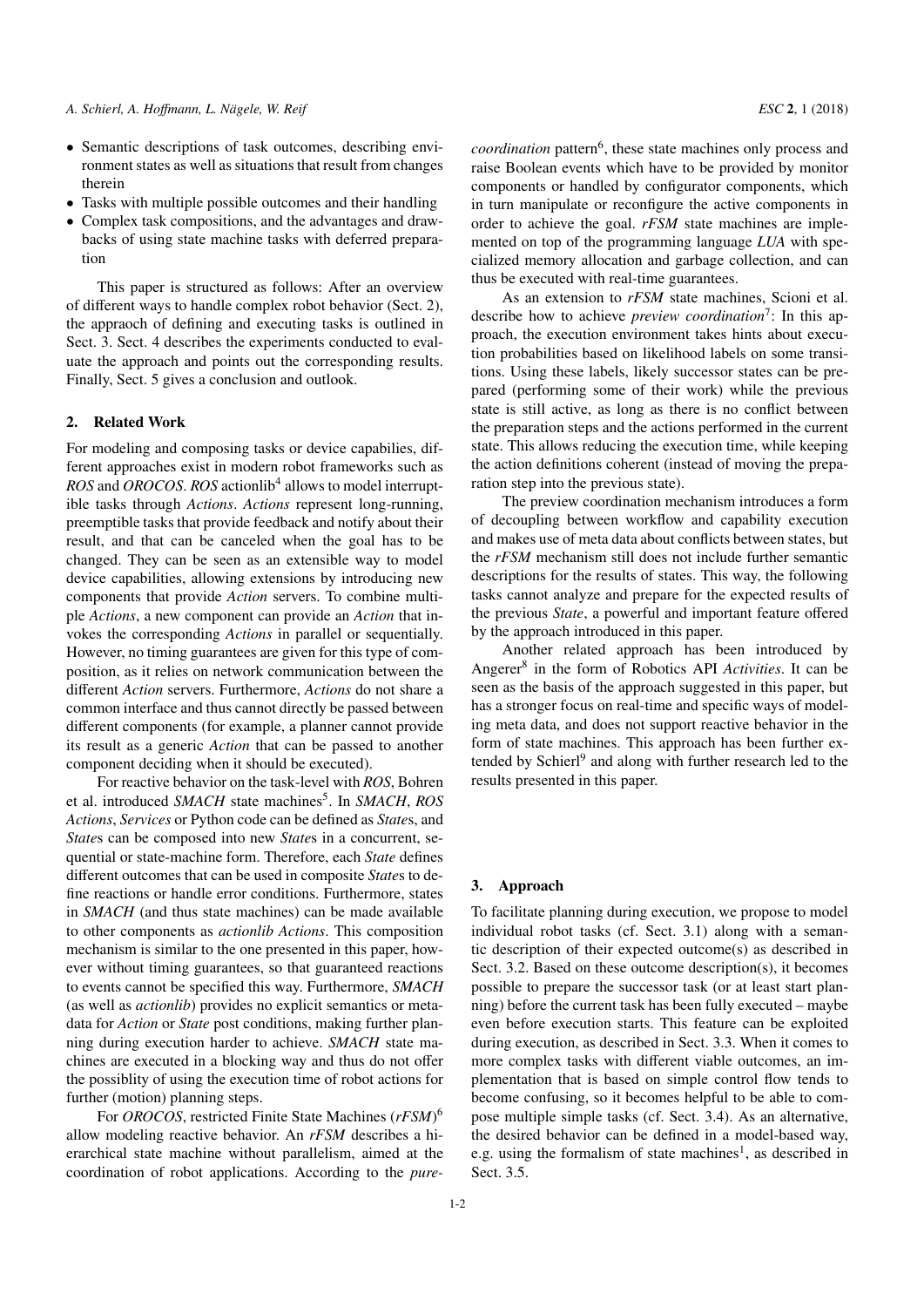- Semantic descriptions of task outcomes, describing environment states as well as situations that result from changes therein
- Tasks with multiple possible outcomes and their handling
- Complex task compositions, and the advantages and drawbacks of using state machine tasks with deferred preparation

This paper is structured as follows: After an overview of different ways to handle complex robot behavior (Sect. 2), the appraoch of defining and executing tasks is outlined in Sect. 3. Sect. 4 describes the experiments conducted to evaluate the approach and points out the corresponding results. Finally, Sect. 5 gives a conclusion and outlook.

## 2. Related Work

For modeling and composing tasks or device capabilities, different approaches exist in modern robot frameworks such as *ROS* and *OROCOS*. *ROS* actionlib[4] allows to model interruptible tasks through *Actions*. *Actions* represent long-running, preemptible tasks that provide feedback and notify about their result, and that can be canceled when the goal has to be changed. They can be seen as an extensible way to model device capabilities, allowing extensions by introducing new components that provide *Action* servers. To combine multiple *Actions*, a new component can provide an *Action* that invokes the corresponding *Actions* in parallel or sequentially. However, no timing guarantees are given for this type of composition, as it relies on network communication between the different *Action* servers. Furthermore, *Actions* do not share a common interface and thus cannot directly be passed between different components (for example, a planner cannot provide its result as a generic *Action* that can be passed to another component deciding when it should be executed).

For reactive behavior on the task-level with *ROS*, Bohren et al. introduced *SMACH* state machines[5]. In *SMACH*, *ROS Actions*, *Services* or Python code can be defined as *State*s, and *State*s can be composed into new *State*s in a concurrent, sequential or state-machine form. Therefore, each *State* defines different outcomes that can be used in composite *State*s to define reactions or handle error conditions. Furthermore, states in *SMACH* (and thus state machines) can be made available to other components as *actionlib Actions*. This composition mechanism is similar to the one presented in this paper, however without timing guarantees, so that guaranteed reactions to events cannot be specified this way. Furthermore, *SMACH* (as well as *actionlib*) provides no explicit semantics or metadata for *Action* or *State* post conditions, making further planning during execution harder to achieve. *SMACH* state machines are executed in a blocking way and thus do not offer the possiblity of using the execution time of robot actions for further (motion) planning steps.

For *OROCOS*, restricted Finite State Machines (*rFSM*)[6] allow modeling reactive behavior. An *rFSM* describes a hierarchical state machine without parallelism, aimed at the coordination of robot applications. According to the *pure-coordination* pattern[6], these state machines only process and raise Boolean events which have to be provided by monitor components or handled by configurator components, which in turn manipulate or reconfigure the active components in order to achieve the goal. *rFSM* state machines are implemented on top of the programming language *LUA* with specialized memory allocation and garbage collection, and can thus be executed with real-time guarantees.

As an extension to *rFSM* state machines, Scioni et al. describe how to achieve *preview coordination*[7]: In this approach, the execution environment takes hints about execution probabilities based on likelihood labels on some transitions. Using these labels, likely successor states can be prepared (performing some of their work) while the previous state is still active, as long as there is no conflict between the preparation steps and the actions performed in the current state. This allows reducing the execution time, while keeping the action definitions coherent (instead of moving the preparation step into the previous state).

The preview coordination mechanism introduces a form of decoupling between workflow and capability execution and makes use of meta data about conflicts between states, but the *rFSM* mechanism still does not include further semantic descriptions for the results of states. This way, the following tasks cannot analyze and prepare for the expected results of the previous *State*, a powerful and important feature offered by the approach introduced in this paper.

Another related approach has been introduced by Angerer[8] in the form of Robotics API *Activities*. It can be seen as the basis of the approach suggested in this paper, but has a stronger focus on real-time and specific ways of modeling meta data, and does not support reactive behavior in the form of state machines. This approach has been further extended by Schierl[9] and along with further research led to the results presented in this paper.

## 3. Approach

To facilitate planning during execution, we propose to model individual robot tasks (cf. Sect. 3.1) along with a semantic description of their expected outcome(s) as described in Sect. 3.2. Based on these outcome description(s), it becomes possible to prepare the successor task (or at least start planning) before the current task has been fully executed – maybe even before execution starts. This feature can be exploited during execution, as described in Sect. 3.3. When it comes to more complex tasks with different viable outcomes, an implementation that is based on simple control flow tends to become confusing, so it becomes helpful to be able to compose multiple simple tasks (cf. Sect. 3.4). As an alternative, the desired behavior can be defined in a model-based way, e.g. using the formalism of state machines[1], as described in Sect. 3.5.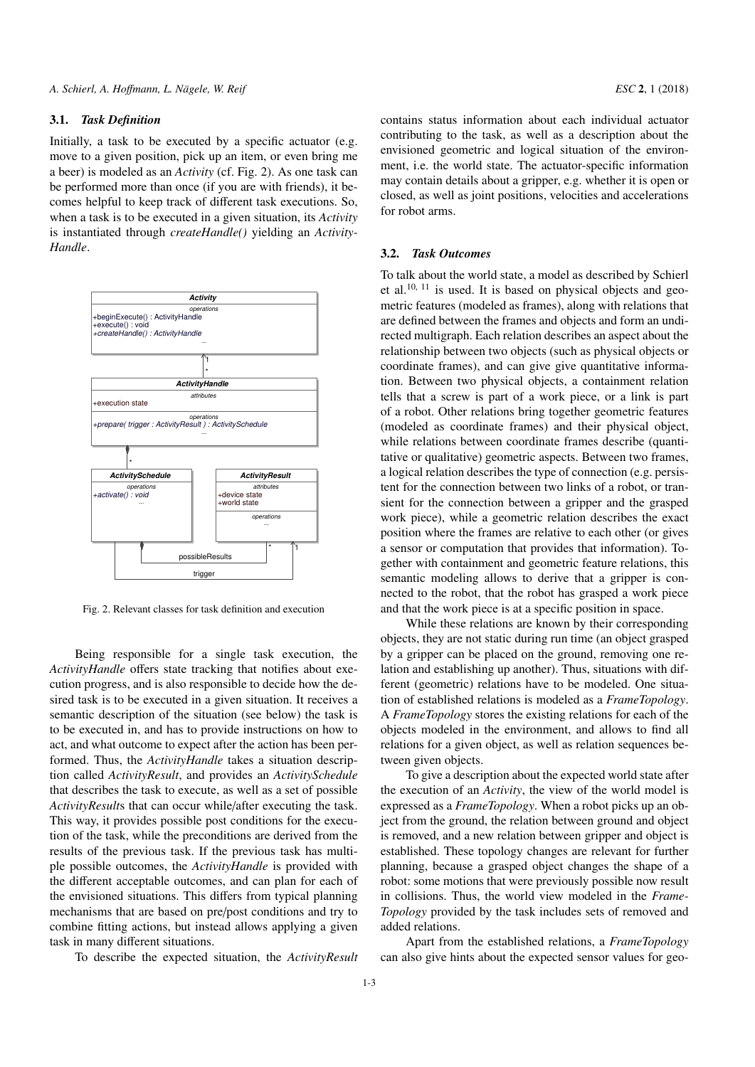### 3.1. *Task Definition*

Initially, a task to be executed by a specific actuator (e.g. move to a given position, pick up an item, or even bring me a beer) is modeled as an *Activity* (cf. Fig. 2). As one task can be performed more than once (if you are with friends), it becomes helpful to keep track of different task executions. So, when a task is to be executed in a given situation, its *Activity* is instantiated through *createHandle()* yielding an *ActivityHandle*.

Fig. 2. Relevant classes for task definition and execution

Being responsible for a single task execution, the *ActivityHandle* offers state tracking that notifies about execution progress, and is also responsible to decide how the desired task is to be executed in a given situation. It receives a semantic description of the situation (see below) the task is to be executed in, and has to provide instructions on how to act, and what outcome to expect after the action has been performed. Thus, the *ActivityHandle* takes a situation description called *ActivityResult*, and provides an *ActivitySchedule* that describes the task to execute, as well as a set of possible *ActivityResult*s that can occur while/after executing the task. This way, it provides possible post conditions for the execution of the task, while the preconditions are derived from the results of the previous task. If the previous task has multiple possible outcomes, the *ActivityHandle* is provided with the different acceptable outcomes, and can plan for each of the envisioned situations. This differs from typical planning mechanisms that are based on pre/post conditions and try to combine fitting actions, but instead allows applying a given task in many different situations.

To describe the expected situation, the *ActivityResult* contains status information about each individual actuator contributing to the task, as well as a description about the envisioned geometric and logical situation of the environment, i.e. the world state. The actuator-specific information may contain details about a gripper, e.g. whether it is open or closed, as well as joint positions, velocities and accelerations for robot arms.

### 3.2. *Task Outcomes*

To talk about the world state, a model as described by Schierl et al.[10, 11] is used. It is based on physical objects and geometric features (modeled as frames), along with relations that are defined between the frames and objects and form an undirected multigraph. Each relation describes an aspect about the relationship between two objects (such as physical objects or coordinate frames), and can give give quantitative information. Between two physical objects, a containment relation tells that a screw is part of a work piece, or a link is part of a robot. Other relations bring together geometric features (modeled as coordinate frames) and their physical object, while relations between coordinate frames describe (quantitative or qualitative) geometric aspects. Between two frames, a logical relation describes the type of connection (e.g. persistent for the connection between two links of a robot, or transient for the connection between a gripper and the grasped work piece), while a geometric relation describes the exact position where the frames are relative to each other (or gives a sensor or computation that provides that information). Together with containment and geometric feature relations, this semantic modeling allows to derive that a gripper is connected to the robot, that the robot has grasped a work piece and that the work piece is at a specific position in space.

While these relations are known by their corresponding objects, they are not static during run time (an object grasped by a gripper can be placed on the ground, removing one relation and establishing up another). Thus, situations with different (geometric) relations have to be modeled. One situation of established relations is modeled as a *FrameTopology*. A *FrameTopology* stores the existing relations for each of the objects modeled in the environment, and allows to find all relations for a given object, as well as relation sequences between given objects.

To give a description about the expected world state after the execution of an *Activity*, the view of the world model is expressed as a *FrameTopology*. When a robot picks up an object from the ground, the relation between ground and object is removed, and a new relation between gripper and object is established. These topology changes are relevant for further planning, because a grasped object changes the shape of a robot: some motions that were previously possible now result in collisions. Thus, the world view modeled in the *FrameTopology* provided by the task includes sets of removed and added relations.

Apart from the established relations, a *FrameTopology* can also give hints about the expected sensor values for geo-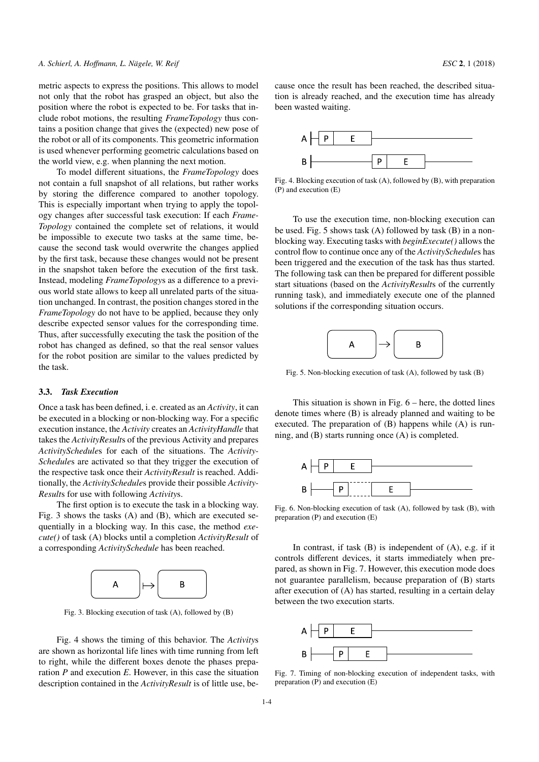metric aspects to express the positions. This allows to model not only that the robot has grasped an object, but also the position where the robot is expected to be. For tasks that include robot motions, the resulting *FrameTopology* thus contains a position change that gives the (expected) new pose of the robot or all of its components. This geometric information is used whenever performing geometric calculations based on the world view, e.g. when planning the next motion.

To model different situations, the *FrameTopology* does not contain a full snapshot of all relations, but rather works by storing the difference compared to another topology. This is especially important when trying to apply the topology changes after successful task execution: If each *FrameTopology* contained the complete set of relations, it would be impossible to execute two tasks at the same time, because the second task would overwrite the changes applied by the first task, because these changes would not be present in the snapshot taken before the execution of the first task. Instead, modeling *FrameTopology*s as a difference to a previous world state allows to keep all unrelated parts of the situation unchanged. In contrast, the position changes stored in the *FrameTopology* do not have to be applied, because they only describe expected sensor values for the corresponding time. Thus, after successfully executing the task the position of the robot has changed as defined, so that the real sensor values for the robot position are similar to the values predicted by the task.

### 3.3. *Task Execution*

Once a task has been defined, i. e. created as an *Activity*, it can be executed in a blocking or non-blocking way. For a specific execution instance, the *Activity* creates an *ActivityHandle* that takes the *ActivityResult*s of the previous Activity and prepares *ActivitySchedule*s for each of the situations. The *ActivitySchedule*s are activated so that they trigger the execution of the respective task once their *ActivityResult* is reached. Additionally, the *ActivitySchedule*s provide their possible *ActivityResult*s for use with following *Activity*s.

The first option is to execute the task in a blocking way. Fig. 3 shows the tasks (A) and (B), which are executed sequentially in a blocking way. In this case, the method *execute()* of task (A) blocks until a completion *ActivityResult* of a corresponding *ActivitySchedule* has been reached.

Fig. 3. Blocking execution of task (A), followed by (B)

Fig. 4 shows the timing of this behavior. The *Activity*s are shown as horizontal life lines with time running from left to right, while the different boxes denote the phases preparation *P* and execution *E*. However, in this case the situation description contained in the *ActivityResult* is of little use, because once the result has been reached, the described situation is already reached, and the execution time has already been wasted waiting.

Fig. 4. Blocking execution of task (A), followed by (B), with preparation (P) and execution (E)

To use the execution time, non-blocking execution can be used. Fig. 5 shows task (A) followed by task (B) in a non-blocking way. Executing tasks with *beginExecute()* allows the control flow to continue once any of the *ActivitySchedule*s has been triggered and the execution of the task has thus started. The following task can then be prepared for different possible start situations (based on the *ActivityResult*s of the currently running task), and immediately execute one of the planned solutions if the corresponding situation occurs.

Fig. 5. Non-blocking execution of task (A), followed by task (B)

This situation is shown in Fig. 6 – here, the dotted lines denote times where (B) is already planned and waiting to be executed. The preparation of (B) happens while (A) is running, and (B) starts running once (A) is completed.

Fig. 6. Non-blocking execution of task (A), followed by task (B), with preparation (P) and execution (E)

In contrast, if task (B) is independent of (A), e.g. if it controls different devices, it starts immediately when prepared, as shown in Fig. 7. However, this execution mode does not guarantee parallelism, because preparation of (B) starts after execution of (A) has started, resulting in a certain delay between the two execution starts.

Fig. 7. Timing of non-blocking execution of independent tasks, with preparation (P) and execution (E)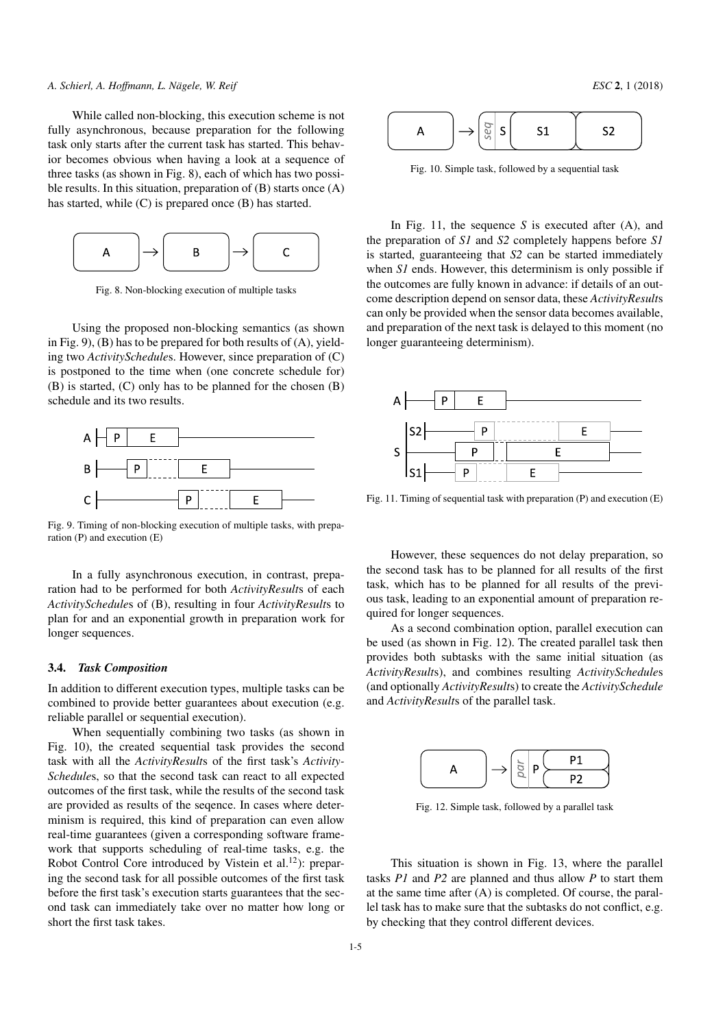While called non-blocking, this execution scheme is not fully asynchronous, because preparation for the following task only starts after the current task has started. This behavior becomes obvious when having a look at a sequence of three tasks (as shown in Fig. 8), each of which has two possible results. In this situation, preparation of (B) starts once (A) has started, while (C) is prepared once (B) has started.

Fig. 8. Non-blocking execution of multiple tasks

Using the proposed non-blocking semantics (as shown in Fig. 9), (B) has to be prepared for both results of (A), yielding two *ActivitySchedule*s. However, since preparation of (C) is postponed to the time when (one concrete schedule for) (B) is started, (C) only has to be planned for the chosen (B) schedule and its two results.

Fig. 9. Timing of non-blocking execution of multiple tasks, with preparation (P) and execution (E)

In a fully asynchronous execution, in contrast, preparation had to be performed for both *ActivityResult*s of each *ActivitySchedule*s of (B), resulting in four *ActivityResult*s to plan for and an exponential growth in preparation work for longer sequences.

### 3.4. *Task Composition*

In addition to different execution types, multiple tasks can be combined to provide better guarantees about execution (e.g. reliable parallel or sequential execution).

When sequentially combining two tasks (as shown in Fig. 10), the created sequential task provides the second task with all the *ActivityResult*s of the first task's *ActivitySchedule*s, so that the second task can react to all expected outcomes of the first task, while the results of the second task are provided as results of the seqence. In cases where determinism is required, this kind of preparation can even allow real-time guarantees (given a corresponding software framework that supports scheduling of real-time tasks, e.g. the Robot Control Core introduced by Vistein et al.[12]): preparing the second task for all possible outcomes of the first task before the first task's execution starts guarantees that the second task can immediately take over no matter how long or short the first task takes.

Fig. 10. Simple task, followed by a sequential task

In Fig. 11, the sequence *S* is executed after (A), and the preparation of *S1* and *S2* completely happens before *S1* is started, guaranteeing that *S2* can be started immediately when *S1* ends. However, this determinism is only possible if the outcomes are fully known in advance: if details of an outcome description depend on sensor data, these *ActivityResult*s can only be provided when the sensor data becomes available, and preparation of the next task is delayed to this moment (no longer guaranteeing determinism).

Fig. 11. Timing of sequential task with preparation (P) and execution (E)

However, these sequences do not delay preparation, so the second task has to be planned for all results of the first task, which has to be planned for all results of the previous task, leading to an exponential amount of preparation required for longer sequences.

As a second combination option, parallel execution can be used (as shown in Fig. 12). The created parallel task then provides both subtasks with the same initial situation (as *ActivityResult*s), and combines resulting *ActivitySchedule*s (and optionally *ActivityResult*s) to create the *ActivitySchedule* and *ActivityResult*s of the parallel task.

Fig. 12. Simple task, followed by a parallel task

This situation is shown in Fig. 13, where the parallel tasks *P1* and *P2* are planned and thus allow *P* to start them at the same time after (A) is completed. Of course, the parallel task has to make sure that the subtasks do not conflict, e.g. by checking that they control different devices.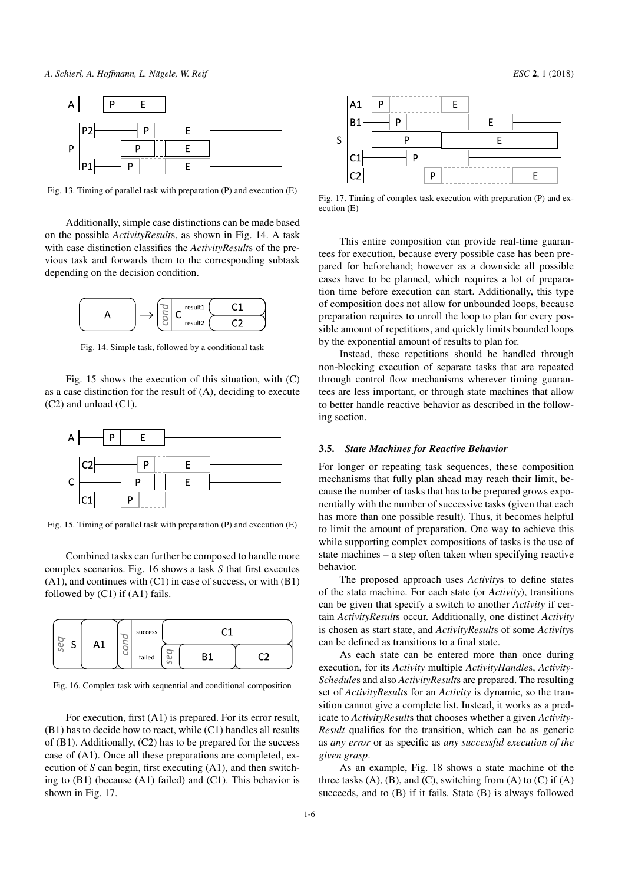Fig. 13. Timing of parallel task with preparation (P) and execution (E)

Additionally, simple case distinctions can be made based on the possible *ActivityResult*s, as shown in Fig. 14. A task with case distinction classifies the *ActivityResult*s of the previous task and forwards them to the corresponding subtask depending on the decision condition.

Fig. 14. Simple task, followed by a conditional task

Fig. 15 shows the execution of this situation, with (C) as a case distinction for the result of (A), deciding to execute (C2) and unload (C1).

Fig. 15. Timing of parallel task with preparation (P) and execution (E)

Combined tasks can further be composed to handle more complex scenarios. Fig. 16 shows a task *S* that first executes (A1), and continues with (C1) in case of success, or with (B1) followed by (C1) if (A1) fails.

Fig. 16. Complex task with sequential and conditional composition

For execution, first (A1) is prepared. For its error result, (B1) has to decide how to react, while (C1) handles all results of (B1). Additionally, (C2) has to be prepared for the success case of (A1). Once all these preparations are completed, execution of *S* can begin, first executing (A1), and then switching to (B1) (because (A1) failed) and (C1). This behavior is shown in Fig. 17.

Fig. 17. Timing of complex task execution with preparation (P) and execution (E)

This entire composition can provide real-time guarantees for execution, because every possible case has been prepared for beforehand; however as a downside all possible cases have to be planned, which requires a lot of preparation time before execution can start. Additionally, this type of composition does not allow for unbounded loops, because preparation requires to unroll the loop to plan for every possible amount of repetitions, and quickly limits bounded loops by the exponential amount of results to plan for.

Instead, these repetitions should be handled through non-blocking execution of separate tasks that are repeated through control flow mechanisms wherever timing guarantees are less important, or through state machines that allow to better handle reactive behavior as described in the following section.

### 3.5. *State Machines for Reactive Behavior*

For longer or repeating task sequences, these composition mechanisms that fully plan ahead may reach their limit, because the number of tasks that has to be prepared grows exponentially with the number of successive tasks (given that each has more than one possible result). Thus, it becomes helpful to limit the amount of preparation. One way to achieve this while supporting complex compositions of tasks is the use of state machines – a step often taken when specifying reactive behavior.

The proposed approach uses *Activity*s to define states of the state machine. For each state (or *Activity*), transitions can be given that specify a switch to another *Activity* if certain *ActivityResult*s occur. Additionally, one distinct *Activity* is chosen as start state, and *ActivityResult*s of some *Activity*s can be defined as transitions to a final state.

As each state can be entered more than once during execution, for its *Activity* multiple *ActivityHandle*s, *ActivitySchedule*s and also *ActivityResult*s are prepared. The resulting set of *ActivityResult*s for an *Activity* is dynamic, so the transition cannot give a complete list. Instead, it works as a predicate to *ActivityResult*s that chooses whether a given *ActivityResult* qualifies for the transition, which can be as generic as *any error* or as specific as *any successful execution of the given grasp*.

As an example, Fig. 18 shows a state machine of the three tasks (A), (B), and (C), switching from (A) to (C) if (A) succeeds, and to (B) if it fails. State (B) is always followed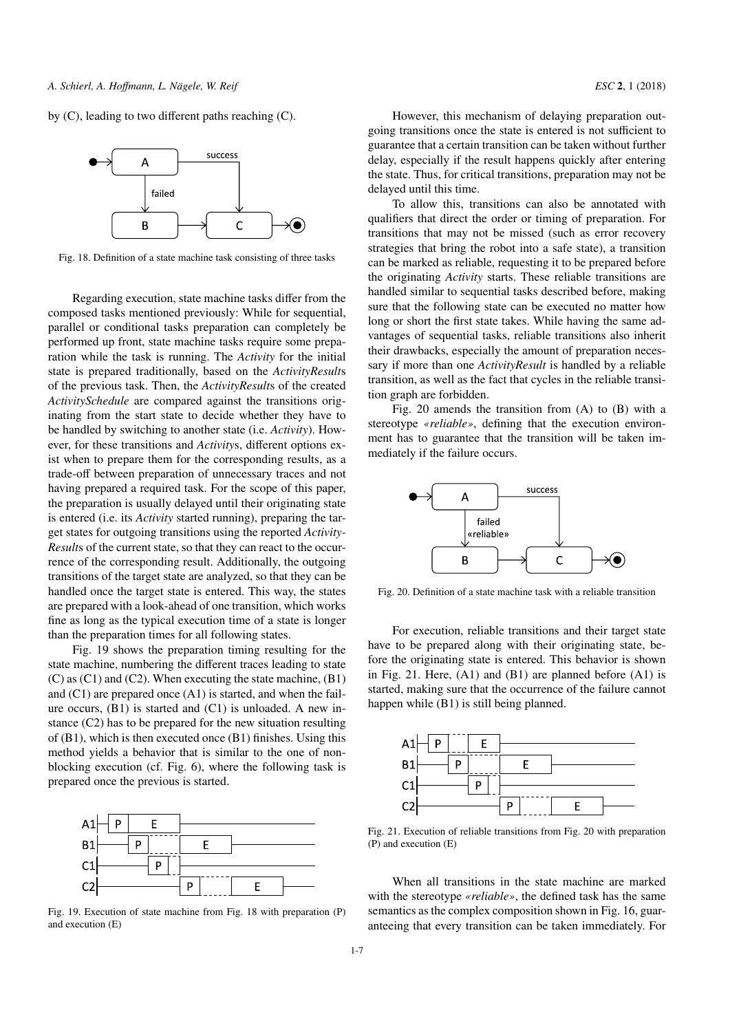by (C), leading to two different paths reaching (C).

Fig. 18. Definition of a state machine task consisting of three tasks

Regarding execution, state machine tasks differ from the composed tasks mentioned previously: While for sequential, parallel or conditional tasks preparation can completely be performed up front, state machine tasks require some preparation while the task is running. The *Activity* for the initial state is prepared traditionally, based on the *ActivityResult*s of the previous task. Then, the *ActivityResult*s of the created *ActivitySchedule* are compared against the transitions originating from the start state to decide whether they have to be handled by switching to another state (i.e. *Activity*). However, for these transitions and *Activity*s, different options exist when to prepare them for the corresponding results, as a trade-off between preparation of unnecessary traces and not having prepared a required task. For the scope of this paper, the preparation is usually delayed until their originating state is entered (i.e. its *Activity* started running), preparing the target states for outgoing transitions using the reported *ActivityResult*s of the current state, so that they can react to the occurrence of the corresponding result. Additionally, the outgoing transitions of the target state are analyzed, so that they can be handled once the target state is entered. This way, the states are prepared with a look-ahead of one transition, which works fine as long as the typical execution time of a state is longer than the preparation times for all following states.

Fig. 19 shows the preparation timing resulting for the state machine, numbering the different traces leading to state (C) as (C1) and (C2). When executing the state machine, (B1) and (C1) are prepared once (A1) is started, and when the failure occurs, (B1) is started and (C1) is unloaded. A new instance (C2) has to be prepared for the new situation resulting of (B1), which is then executed once (B1) finishes. Using this method yields a behavior that is similar to the one of non-blocking execution (cf. Fig. 6), where the following task is prepared once the previous is started.

Fig. 19. Execution of state machine from Fig. 18 with preparation (P) and execution (E)

However, this mechanism of delaying preparation outgoing transitions once the state is entered is not sufficient to guarantee that a certain transition can be taken without further delay, especially if the result happens quickly after entering the state. Thus, for critical transitions, preparation may not be delayed until this time.

To allow this, transitions can also be annotated with qualifiers that direct the order or timing of preparation. For transitions that may not be missed (such as error recovery strategies that bring the robot into a safe state), a transition can be marked as reliable, requesting it to be prepared before the originating *Activity* starts. These reliable transitions are handled similar to sequential tasks described before, making sure that the following state can be executed no matter how long or short the first state takes. While having the same advantages of sequential tasks, reliable transitions also inherit their drawbacks, especially the amount of preparation necessary if more than one *ActivityResult* is handled by a reliable transition, as well as the fact that cycles in the reliable transition graph are forbidden.

Fig. 20 amends the transition from (A) to (B) with a stereotype *«reliable»*, defining that the execution environment has to guarantee that the transition will be taken immediately if the failure occurs.

Fig. 20. Definition of a state machine task with a reliable transition

For execution, reliable transitions and their target state have to be prepared along with their originating state, before the originating state is entered. This behavior is shown in Fig. 21. Here, (A1) and (B1) are planned before (A1) is started, making sure that the occurrence of the failure cannot happen while (B1) is still being planned.

Fig. 21. Execution of reliable transitions from Fig. 20 with preparation (P) and execution (E)

When all transitions in the state machine are marked with the stereotype *«reliable»*, the defined task has the same semantics as the complex composition shown in Fig. 16, guaranteeing that every transition can be taken immediately. For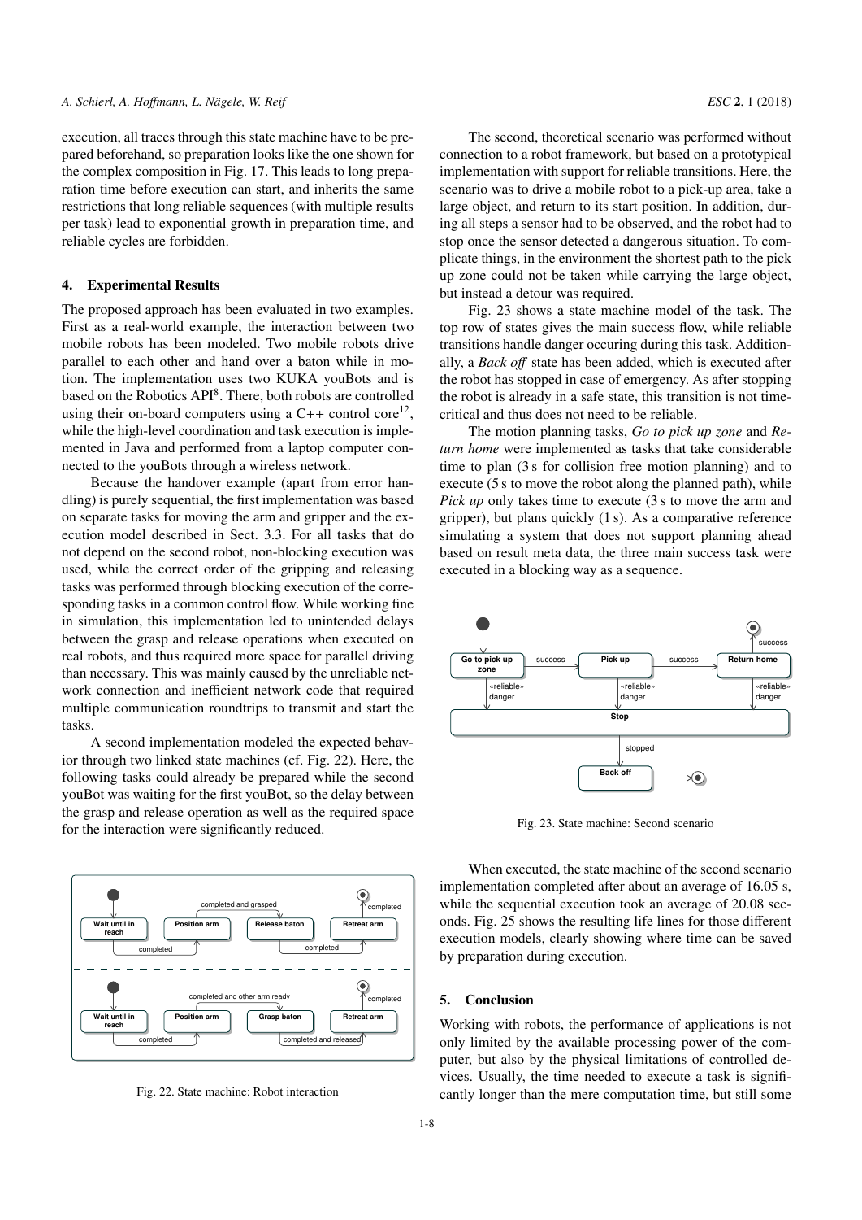execution, all traces through this state machine have to be prepared beforehand, so preparation looks like the one shown for the complex composition in Fig. 17. This leads to long preparation time before execution can start, and inherits the same restrictions that long reliable sequences (with multiple results per task) lead to exponential growth in preparation time, and reliable cycles are forbidden.

## 4. Experimental Results

The proposed approach has been evaluated in two examples. First as a real-world example, the interaction between two mobile robots has been modeled. Two mobile robots drive parallel to each other and hand over a baton while in motion. The implementation uses two KUKA youBots and is based on the Robotics API[8]. There, both robots are controlled using their on-board computers using a C++ control core[12], while the high-level coordination and task execution is implemented in Java and performed from a laptop computer connected to the youBots through a wireless network.

Because the handover example (apart from error handling) is purely sequential, the first implementation was based on separate tasks for moving the arm and gripper and the execution model described in Sect. 3.3. For all tasks that do not depend on the second robot, non-blocking execution was used, while the correct order of the gripping and releasing tasks was performed through blocking execution of the corresponding tasks in a common control flow. While working fine in simulation, this implementation led to unintended delays between the grasp and release operations when executed on real robots, and thus required more space for parallel driving than necessary. This was mainly caused by the unreliable network connection and inefficient network code that required multiple communication roundtrips to transmit and start the tasks.

A second implementation modeled the expected behavior through two linked state machines (cf. Fig. 22). Here, the following tasks could already be prepared while the second youBot was waiting for the first youBot, so the delay between the grasp and release operation as well as the required space for the interaction were significantly reduced.

Wait until in reach
Position arm
Release baton
Retreat arm
completed and grasped
completed
completed
completed

Wait until in reach
Position arm
Grasp baton
Retreat arm
completed and other arm ready
completed
completed
completed and released

Fig. 22. State machine: Robot interaction

The second, theoretical scenario was performed without connection to a robot framework, but based on a prototypical implementation with support for reliable transitions. Here, the scenario was to drive a mobile robot to a pick-up area, take a large object, and return to its start position. In addition, during all steps a sensor had to be observed, and the robot had to stop once the sensor detected a dangerous situation. To complicate things, in the environment the shortest path to the pick up zone could not be taken while carrying the large object, but instead a detour was required.

Fig. 23 shows a state machine model of the task. The top row of states gives the main success flow, while reliable transitions handle danger occuring during this task. Additionally, a *Back off* state has been added, which is executed after the robot has stopped in case of emergency. As after stopping the robot is already in a safe state, this transition is not time-critical and thus does not need to be reliable.

The motion planning tasks, *Go to pick up zone* and *Return home* were implemented as tasks that take considerable time to plan (3 s for collision free motion planning) and to execute (5 s to move the robot along the planned path), while *Pick up* only takes time to execute (3 s to move the arm and gripper), but plans quickly (1 s). As a comparative reference simulating a system that does not support planning ahead based on result meta data, the three main success task were executed in a blocking way as a sequence.

Go to pick up zone
success
Pick up
success
Return home
success
«reliable» danger
«reliable» danger
«reliable» danger
Stop
stopped
Back off

Fig. 23. State machine: Second scenario

When executed, the state machine of the second scenario implementation completed after about an average of 16.05 s, while the sequential execution took an average of 20.08 seconds. Fig. 25 shows the resulting life lines for those different execution models, clearly showing where time can be saved by preparation during execution.

## 5. Conclusion

Working with robots, the performance of applications is not only limited by the available processing power of the computer, but also by the physical limitations of controlled devices. Usually, the time needed to execute a task is significantly longer than the mere computation time, but still some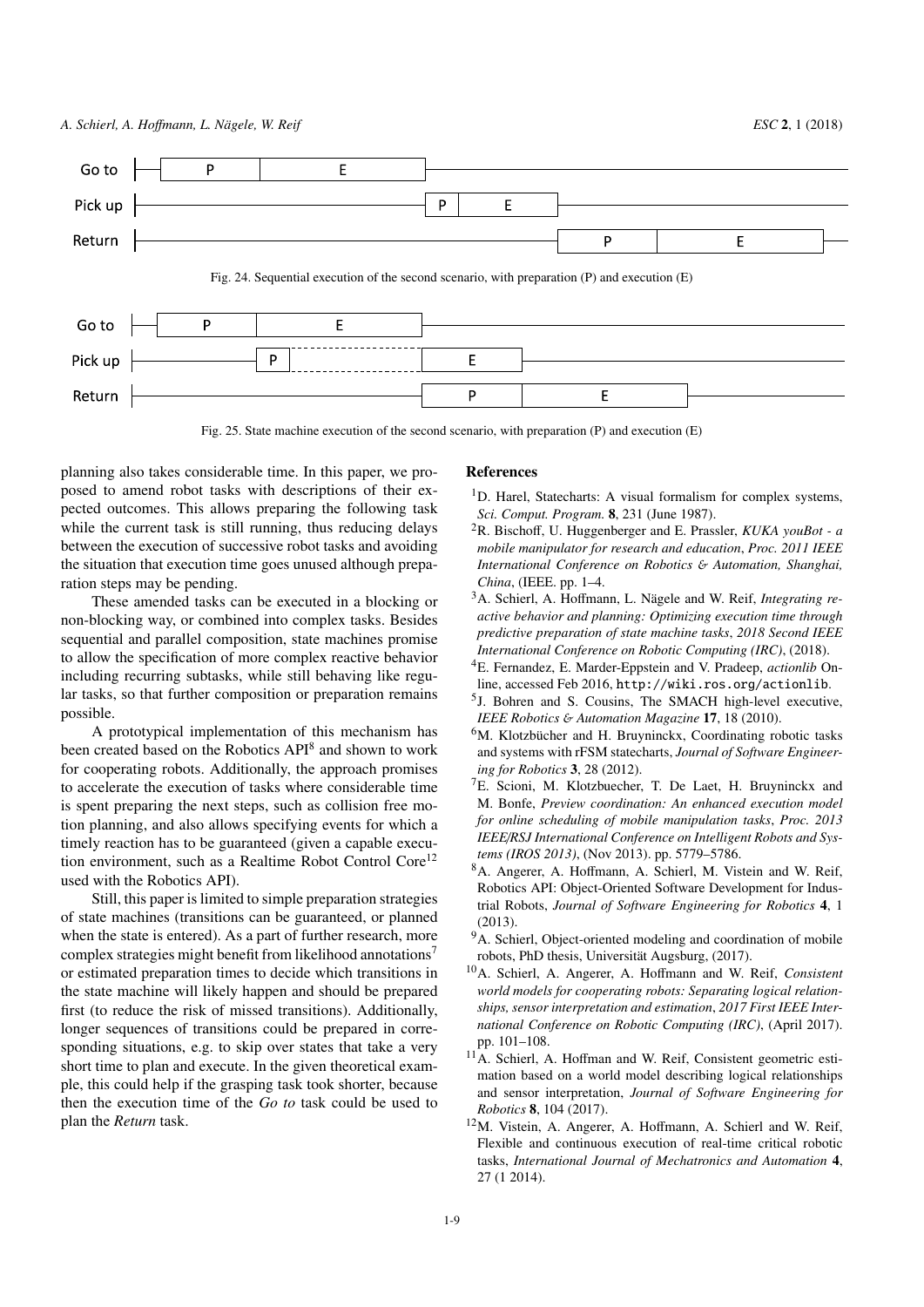Go to
P
E
Pick up
P
E
Return
P
E

Fig. 24. Sequential execution of the second scenario, with preparation (P) and execution (E)

Go to
P
E
Pick up
P
E
Return
P
E

Fig. 25. State machine execution of the second scenario, with preparation (P) and execution (E)

planning also takes considerable time. In this paper, we proposed to amend robot tasks with descriptions of their expected outcomes. This allows preparing the following task while the current task is still running, thus reducing delays between the execution of successive robot tasks and avoiding the situation that execution time goes unused although preparation steps may be pending.

These amended tasks can be executed in a blocking or non-blocking way, or combined into complex tasks. Besides sequential and parallel composition, state machines promise to allow the specification of more complex reactive behavior including recurring subtasks, while still behaving like regular tasks, so that further composition or preparation remains possible.

A prototypical implementation of this mechanism has been created based on the Robotics API[8] and shown to work for cooperating robots. Additionally, the approach promises to accelerate the execution of tasks where considerable time is spent preparing the next steps, such as collision free motion planning, and also allows specifying events for which a timely reaction has to be guaranteed (given a capable execution environment, such as a Realtime Robot Control Core[12] used with the Robotics API).

Still, this paper is limited to simple preparation strategies of state machines (transitions can be guaranteed, or planned when the state is entered). As a part of further research, more complex strategies might benefit from likelihood annotations[7] or estimated preparation times to decide which transitions in the state machine will likely happen and should be prepared first (to reduce the risk of missed transitions). Additionally, longer sequences of transitions could be prepared in corresponding situations, e.g. to skip over states that take a very short time to plan and execute. In the given theoretical example, this could help if the grasping task took shorter, because then the execution time of the *Go to* task could be used to plan the *Return* task.

## References

[1] D. Harel, Statecharts: A visual formalism for complex systems, *Sci. Comput. Program.* **8**, 231 (June 1987).

[2] R. Bischoff, U. Huggenberger and E. Prassler, *KUKA youBot - a mobile manipulator for research and education*, *Proc. 2011 IEEE International Conference on Robotics & Automation, Shanghai, China*, (IEEE. pp. 1–4.

[3] A. Schierl, A. Hoffmann, L. Nägele and W. Reif, *Integrating reactive behavior and planning: Optimizing execution time through predictive preparation of state machine tasks*, *2018 Second IEEE International Conference on Robotic Computing (IRC)*, (2018).

[4] E. Fernandez, E. Marder-Eppstein and V. Pradeep, *actionlib* Online, accessed Feb 2016, http://wiki.ros.org/actionlib.

[5] J. Bohren and S. Cousins, The SMACH high-level executive, *IEEE Robotics & Automation Magazine* **17**, 18 (2010).

[6] M. Klotzbücher and H. Bruyninckx, Coordinating robotic tasks and systems with rFSM statecharts, *Journal of Software Engineering for Robotics* **3**, 28 (2012).

[7] E. Scioni, M. Klotzbuecher, T. De Laet, H. Bruyninckx and M. Bonfe, *Preview coordination: An enhanced execution model for online scheduling of mobile manipulation tasks*, *Proc. 2013 IEEE/RSJ International Conference on Intelligent Robots and Systems (IROS 2013)*, (Nov 2013). pp. 5779–5786.

[8] A. Angerer, A. Hoffmann, A. Schierl, M. Vistein and W. Reif, Robotics API: Object-Oriented Software Development for Industrial Robots, *Journal of Software Engineering for Robotics* **4**, 1 (2013).

[9] A. Schierl, Object-oriented modeling and coordination of mobile robots, PhD thesis, Universität Augsburg, (2017).

[10] A. Schierl, A. Angerer, A. Hoffmann and W. Reif, *Consistent world models for cooperating robots: Separating logical relationships, sensor interpretation and estimation*, *2017 First IEEE International Conference on Robotic Computing (IRC)*, (April 2017). pp. 101–108.

[11] A. Schierl, A. Hoffman and W. Reif, Consistent geometric estimation based on a world model describing logical relationships and sensor interpretation, *Journal of Software Engineering for Robotics* **8**, 104 (2017).

[12] M. Vistein, A. Angerer, A. Hoffmann, A. Schierl and W. Reif, Flexible and continuous execution of real-time critical robotic tasks, *International Journal of Mechatronics and Automation* **4**, 27 (1 2014).